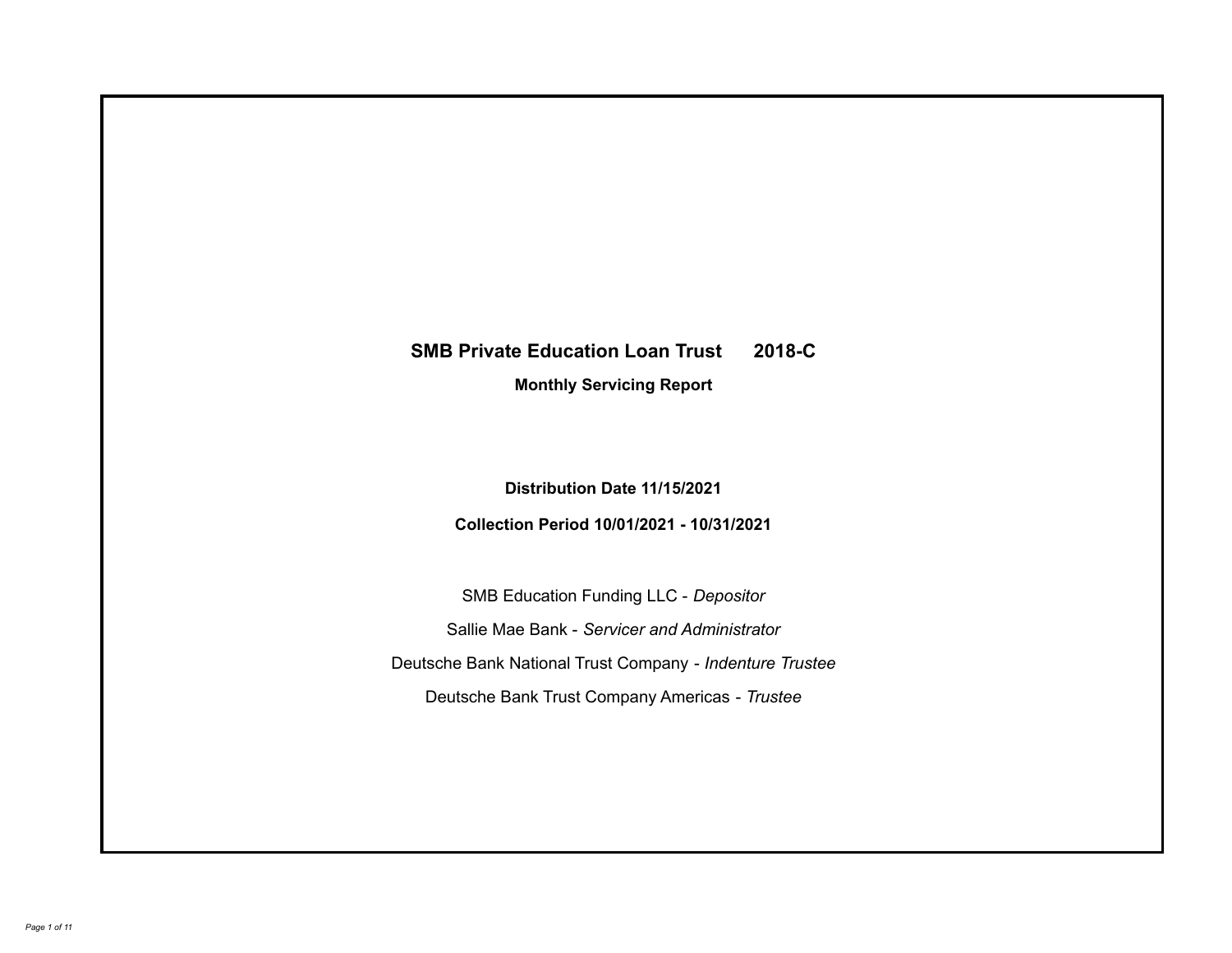# SMB Private Education Loan Trust 2018-C

**Monthly Servicing Report**

**Distribution Date 11/15/2021**

**Collection Period 10/01/2021 - 10/31/2021**

SMB Education Funding LLC - *Depositor*

Sallie Mae Bank - *Servicer and Administrator*

Deutsche Bank National Trust Company - *Indenture Trustee*

Deutsche Bank Trust Company Americas - *Trustee*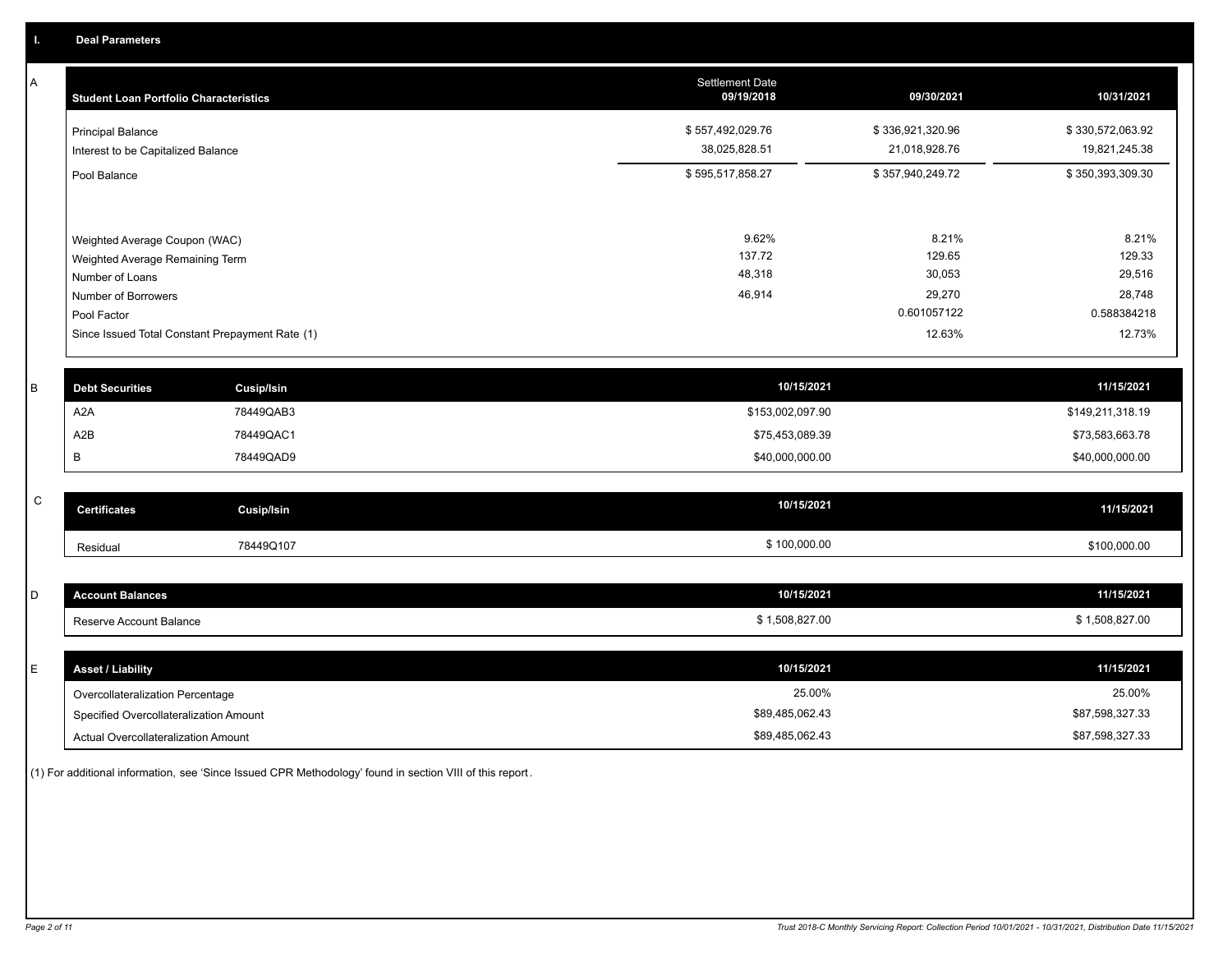## I. Deal Parameters

### A

| Student Loan Portfolio Characteristics | Settlement Date 09/19/2018 | 09/30/2021 | 10/31/2021 |
|---|---|---|---|
| Principal Balance | $ 557,492,029.76 | $ 336,921,320.96 | $ 330,572,063.92 |
| Interest to be Capitalized Balance | 38,025,828.51 | 21,018,928.76 | 19,821,245.38 |
| Pool Balance | $ 595,517,858.27 | $ 357,940,249.72 | $ 350,393,309.30 |
| Weighted Average Coupon (WAC) | 9.62% | 8.21% | 8.21% |
| Weighted Average Remaining Term | 137.72 | 129.65 | 129.33 |
| Number of Loans | 48,318 | 30,053 | 29,516 |
| Number of Borrowers | 46,914 | 29,270 | 28,748 |
| Pool Factor | | 0.601057122 | 0.588384218 |
| Since Issued Total Constant Prepayment Rate (1) | | 12.63% | 12.73% |

### B

| Debt Securities | Cusip/Isin | 10/15/2021 | 11/15/2021 |
|---|---|---|---|
| A2A | 78449QAB3 | $153,002,097.90 | $149,211,318.19 |
| A2B | 78449QAC1 | $75,453,089.39 | $73,583,663.78 |
| B | 78449QAD9 | $40,000,000.00 | $40,000,000.00 |

### C

| Certificates | Cusip/Isin | 10/15/2021 | 11/15/2021 |
|---|---|---|---|
| Residual | 78449Q107 | $ 100,000.00 | $100,000.00 |

### D

| Account Balances | 10/15/2021 | 11/15/2021 |
|---|---|---|
| Reserve Account Balance | $ 1,508,827.00 | $ 1,508,827.00 |

### E

| Asset / Liability | 10/15/2021 | 11/15/2021 |
|---|---|---|
| Overcollateralization Percentage | 25.00% | 25.00% |
| Specified Overcollateralization Amount | $89,485,062.43 | $87,598,327.33 |
| Actual Overcollateralization Amount | $89,485,062.43 | $87,598,327.33 |

(1) For additional information, see 'Since Issued CPR Methodology' found in section VIII of this report.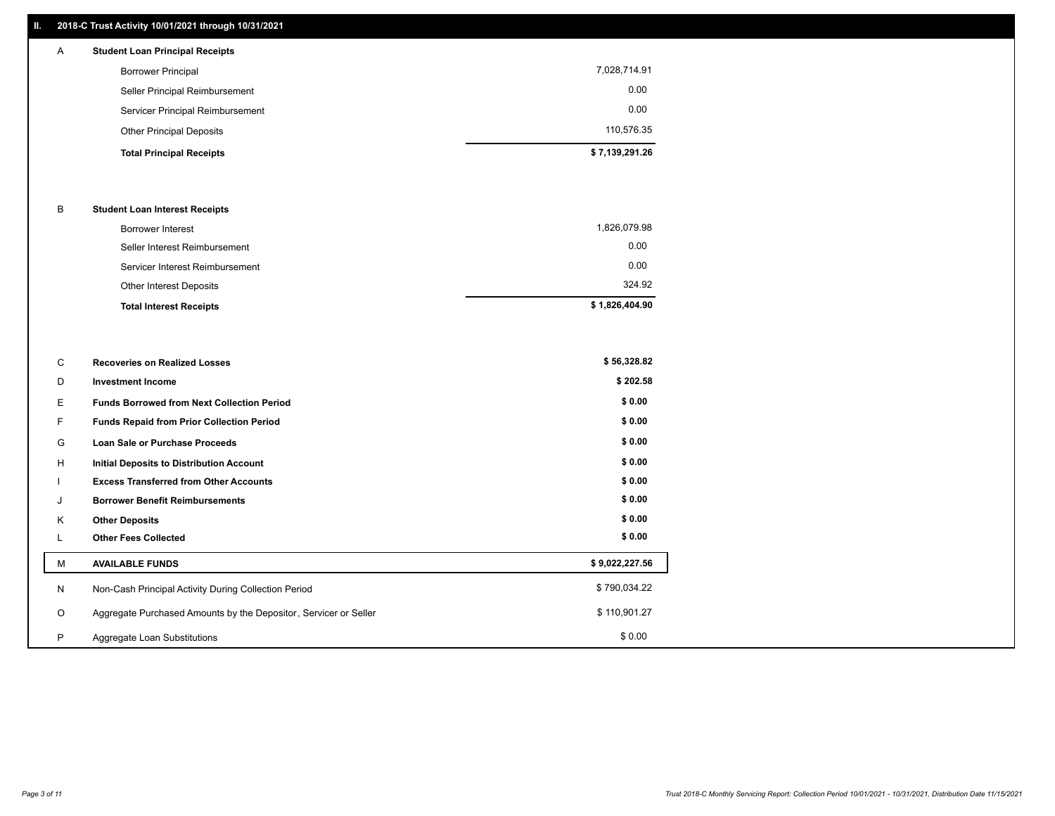## II. 2018-C Trust Activity 10/01/2021 through 10/31/2021

| | | |
|---|---|---|
| A | **Student Loan Principal Receipts** | |
| | Borrower Principal | 7,028,714.91 |
| | Seller Principal Reimbursement | 0.00 |
| | Servicer Principal Reimbursement | 0.00 |
| | Other Principal Deposits | 110,576.35 |
| | **Total Principal Receipts** | **$ 7,139,291.26** |
| B | **Student Loan Interest Receipts** | |
| | Borrower Interest | 1,826,079.98 |
| | Seller Interest Reimbursement | 0.00 |
| | Servicer Interest Reimbursement | 0.00 |
| | Other Interest Deposits | 324.92 |
| | **Total Interest Receipts** | **$ 1,826,404.90** |
| C | **Recoveries on Realized Losses** | **$ 56,328.82** |
| D | **Investment Income** | **$ 202.58** |
| E | **Funds Borrowed from Next Collection Period** | **$ 0.00** |
| F | **Funds Repaid from Prior Collection Period** | **$ 0.00** |
| G | **Loan Sale or Purchase Proceeds** | **$ 0.00** |
| H | **Initial Deposits to Distribution Account** | **$ 0.00** |
| I | **Excess Transferred from Other Accounts** | **$ 0.00** |
| J | **Borrower Benefit Reimbursements** | **$ 0.00** |
| K | **Other Deposits** | **$ 0.00** |
| L | **Other Fees Collected** | **$ 0.00** |
| M | **AVAILABLE FUNDS** | **$ 9,022,227.56** |
| N | Non-Cash Principal Activity During Collection Period | $ 790,034.22 |
| O | Aggregate Purchased Amounts by the Depositor, Servicer or Seller | $ 110,901.27 |
| P | Aggregate Loan Substitutions | $ 0.00 |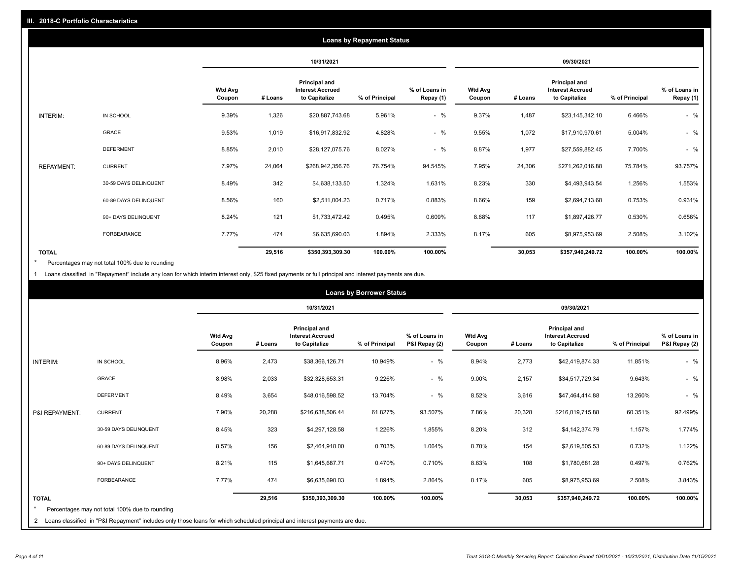## III. 2018-C Portfolio Characteristics

### Loans by Repayment Status

| | | 10/31/2021 | | | | | 09/30/2021 | | | | |
|---|---|---|---|---|---|---|---|---|---|---|---|
| | | Wtd Avg Coupon | # Loans | Principal and Interest Accrued to Capitalize | % of Principal | % of Loans in Repay (1) | Wtd Avg Coupon | # Loans | Principal and Interest Accrued to Capitalize | % of Principal | % of Loans in Repay (1) |
| INTERIM: | IN SCHOOL | 9.39% | 1,326 | $20,887,743.68 | 5.961% | - % | 9.37% | 1,487 | $23,145,342.10 | 6.466% | - % |
| | GRACE | 9.53% | 1,019 | $16,917,832.92 | 4.828% | - % | 9.55% | 1,072 | $17,910,970.61 | 5.004% | - % |
| | DEFERMENT | 8.85% | 2,010 | $28,127,075.76 | 8.027% | - % | 8.87% | 1,977 | $27,559,882.45 | 7.700% | - % |
| REPAYMENT: | CURRENT | 7.97% | 24,064 | $268,942,356.76 | 76.754% | 94.545% | 7.95% | 24,306 | $271,262,016.88 | 75.784% | 93.757% |
| | 30-59 DAYS DELINQUENT | 8.49% | 342 | $4,638,133.50 | 1.324% | 1.631% | 8.23% | 330 | $4,493,943.54 | 1.256% | 1.553% |
| | 60-89 DAYS DELINQUENT | 8.56% | 160 | $2,511,004.23 | 0.717% | 0.883% | 8.66% | 159 | $2,694,713.68 | 0.753% | 0.931% |
| | 90+ DAYS DELINQUENT | 8.24% | 121 | $1,733,472.42 | 0.495% | 0.609% | 8.68% | 117 | $1,897,426.77 | 0.530% | 0.656% |
| | FORBEARANCE | 7.77% | 474 | $6,635,690.03 | 1.894% | 2.333% | 8.17% | 605 | $8,975,953.69 | 2.508% | 3.102% |
| **TOTAL** | | | **29,516** | **$350,393,309.30** | **100.00%** | **100.00%** | | **30,053** | **$357,940,249.72** | **100.00%** | **100.00%** |

\* Percentages may not total 100% due to rounding

1 Loans classified in "Repayment" include any loan for which interim interest only, $25 fixed payments or full principal and interest payments are due.

### Loans by Borrower Status

| | | 10/31/2021 | | | | | 09/30/2021 | | | | |
|---|---|---|---|---|---|---|---|---|---|---|---|
| | | Wtd Avg Coupon | # Loans | Principal and Interest Accrued to Capitalize | % of Principal | % of Loans in P&I Repay (2) | Wtd Avg Coupon | # Loans | Principal and Interest Accrued to Capitalize | % of Principal | % of Loans in P&I Repay (2) |
| INTERIM: | IN SCHOOL | 8.96% | 2,473 | $38,366,126.71 | 10.949% | - % | 8.94% | 2,773 | $42,419,874.33 | 11.851% | - % |
| | GRACE | 8.98% | 2,033 | $32,328,653.31 | 9.226% | - % | 9.00% | 2,157 | $34,517,729.34 | 9.643% | - % |
| | DEFERMENT | 8.49% | 3,654 | $48,016,598.52 | 13.704% | - % | 8.52% | 3,616 | $47,464,414.88 | 13.260% | - % |
| P&I REPAYMENT: | CURRENT | 7.90% | 20,288 | $216,638,506.44 | 61.827% | 93.507% | 7.86% | 20,328 | $216,019,715.88 | 60.351% | 92.499% |
| | 30-59 DAYS DELINQUENT | 8.45% | 323 | $4,297,128.58 | 1.226% | 1.855% | 8.20% | 312 | $4,142,374.79 | 1.157% | 1.774% |
| | 60-89 DAYS DELINQUENT | 8.57% | 156 | $2,464,918.00 | 0.703% | 1.064% | 8.70% | 154 | $2,619,505.53 | 0.732% | 1.122% |
| | 90+ DAYS DELINQUENT | 8.21% | 115 | $1,645,687.71 | 0.470% | 0.710% | 8.63% | 108 | $1,780,681.28 | 0.497% | 0.762% |
| | FORBEARANCE | 7.77% | 474 | $6,635,690.03 | 1.894% | 2.864% | 8.17% | 605 | $8,975,953.69 | 2.508% | 3.843% |
| **TOTAL** | | | **29,516** | **$350,393,309.30** | **100.00%** | **100.00%** | | **30,053** | **$357,940,249.72** | **100.00%** | **100.00%** |

\* Percentages may not total 100% due to rounding

2 Loans classified in "P&I Repayment" includes only those loans for which scheduled principal and interest payments are due.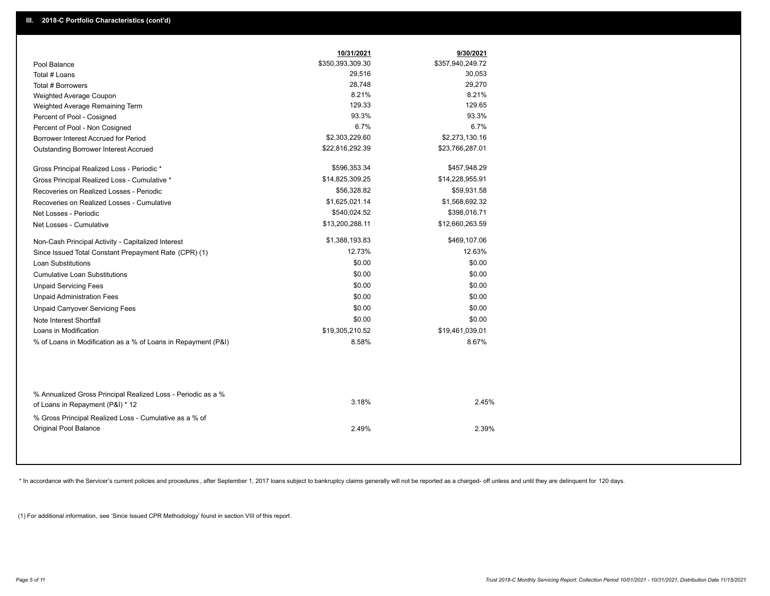## III. 2018-C Portfolio Characteristics (cont'd)

| | 10/31/2021 | 9/30/2021 |
|---|---|---|
| Pool Balance | $350,393,309.30 | $357,940,249.72 |
| Total # Loans | 29,516 | 30,053 |
| Total # Borrowers | 28,748 | 29,270 |
| Weighted Average Coupon | 8.21% | 8.21% |
| Weighted Average Remaining Term | 129.33 | 129.65 |
| Percent of Pool - Cosigned | 93.3% | 93.3% |
| Percent of Pool - Non Cosigned | 6.7% | 6.7% |
| Borrower Interest Accrued for Period | $2,303,229.60 | $2,273,130.16 |
| Outstanding Borrower Interest Accrued | $22,816,292.39 | $23,766,287.01 |
| Gross Principal Realized Loss - Periodic * | $596,353.34 | $457,948.29 |
| Gross Principal Realized Loss - Cumulative * | $14,825,309.25 | $14,228,955.91 |
| Recoveries on Realized Losses - Periodic | $56,328.82 | $59,931.58 |
| Recoveries on Realized Losses - Cumulative | $1,625,021.14 | $1,568,692.32 |
| Net Losses - Periodic | $540,024.52 | $398,016.71 |
| Net Losses - Cumulative | $13,200,288.11 | $12,660,263.59 |
| Non-Cash Principal Activity - Capitalized Interest | $1,388,193.83 | $469,107.06 |
| Since Issued Total Constant Prepayment Rate (CPR) (1) | 12.73% | 12.63% |
| Loan Substitutions | $0.00 | $0.00 |
| Cumulative Loan Substitutions | $0.00 | $0.00 |
| Unpaid Servicing Fees | $0.00 | $0.00 |
| Unpaid Administration Fees | $0.00 | $0.00 |
| Unpaid Carryover Servicing Fees | $0.00 | $0.00 |
| Note Interest Shortfall | $0.00 | $0.00 |
| Loans in Modification | $19,305,210.52 | $19,461,039.01 |
| % of Loans in Modification as a % of Loans in Repayment (P&I) | 8.58% | 8.67% |
| % Annualized Gross Principal Realized Loss - Periodic as a % of Loans in Repayment (P&I) * 12 | 3.18% | 2.45% |
| % Gross Principal Realized Loss - Cumulative as a % of Original Pool Balance | 2.49% | 2.39% |

* In accordance with the Servicer's current policies and procedures , after September 1, 2017 loans subject to bankruptcy claims generally will not be reported as a charged- off unless and until they are delinquent for 120 days.

(1) For additional information, see 'Since Issued CPR Methodology' found in section VIII of this report .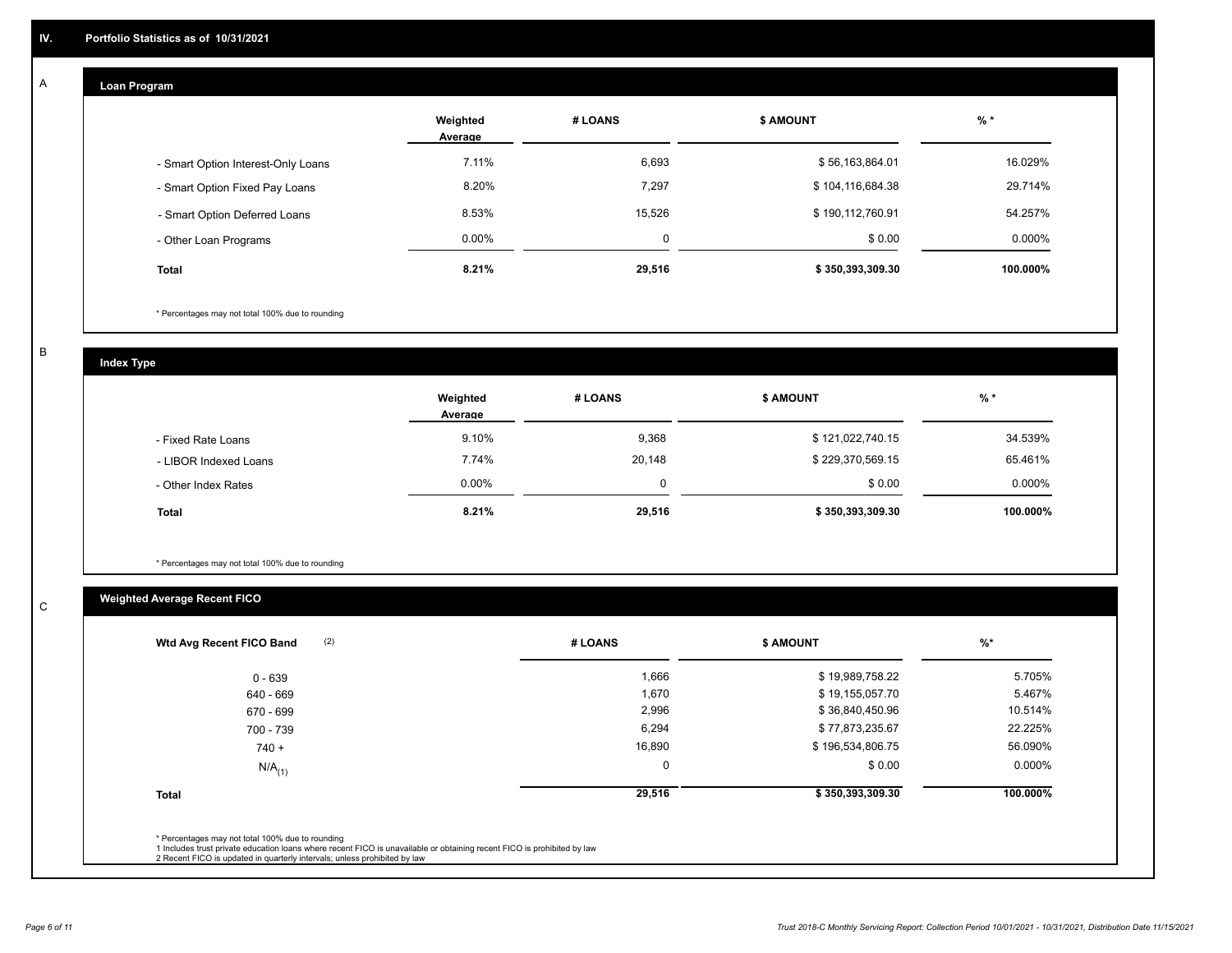## IV. Portfolio Statistics as of 10/31/2021

### A

#### Loan Program

| | Weighted Average | # LOANS | $ AMOUNT | % * |
|---|---|---|---|---|
| - Smart Option Interest-Only Loans | 7.11% | 6,693 | $ 56,163,864.01 | 16.029% |
| - Smart Option Fixed Pay Loans | 8.20% | 7,297 | $ 104,116,684.38 | 29.714% |
| - Smart Option Deferred Loans | 8.53% | 15,526 | $ 190,112,760.91 | 54.257% |
| - Other Loan Programs | 0.00% | 0 | $ 0.00 | 0.000% |
| **Total** | **8.21%** | **29,516** | **$ 350,393,309.30** | **100.000%** |

* Percentages may not total 100% due to rounding

### B

#### Index Type

| | Weighted Average | # LOANS | $ AMOUNT | % * |
|---|---|---|---|---|
| - Fixed Rate Loans | 9.10% | 9,368 | $ 121,022,740.15 | 34.539% |
| - LIBOR Indexed Loans | 7.74% | 20,148 | $ 229,370,569.15 | 65.461% |
| - Other Index Rates | 0.00% | 0 | $ 0.00 | 0.000% |
| **Total** | **8.21%** | **29,516** | **$ 350,393,309.30** | **100.000%** |

* Percentages may not total 100% due to rounding

### C

#### Weighted Average Recent FICO

| Wtd Avg Recent FICO Band (2) | # LOANS | $ AMOUNT | %* |
|---|---|---|---|
| 0 - 639 | 1,666 | $ 19,989,758.22 | 5.705% |
| 640 - 669 | 1,670 | $ 19,155,057.70 | 5.467% |
| 670 - 699 | 2,996 | $ 36,840,450.96 | 10.514% |
| 700 - 739 | 6,294 | $ 77,873,235.67 | 22.225% |
| 740 + | 16,890 | $ 196,534,806.75 | 56.090% |
| N/A(1) | 0 | $ 0.00 | 0.000% |
| **Total** | **29,516** | **$ 350,393,309.30** | **100.000%** |

* Percentages may not total 100% due to rounding
1 Includes trust private education loans where recent FICO is unavailable or obtaining recent FICO is prohibited by law
2 Recent FICO is updated in quarterly intervals; unless prohibited by law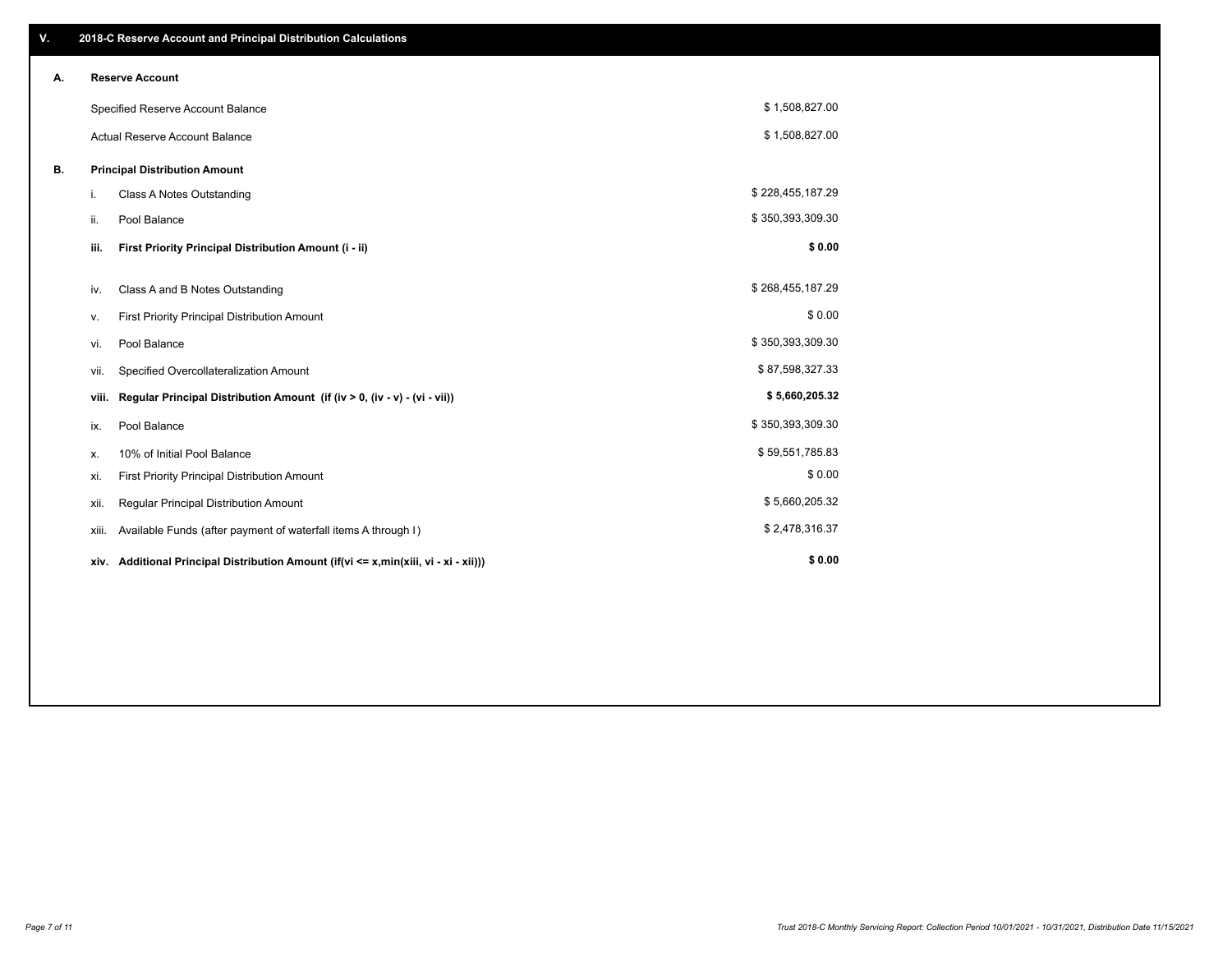## V. 2018-C Reserve Account and Principal Distribution Calculations

### A. Reserve Account

| | |
|---|---|
| Specified Reserve Account Balance | $ 1,508,827.00 |
| Actual Reserve Account Balance | $ 1,508,827.00 |

### B. Principal Distribution Amount

| | | |
|---|---|---|
| i. | Class A Notes Outstanding | $ 228,455,187.29 |
| ii. | Pool Balance | $ 350,393,309.30 |
| **iii.** | **First Priority Principal Distribution Amount (i - ii)** | **$ 0.00** |
| iv. | Class A and B Notes Outstanding | $ 268,455,187.29 |
| v. | First Priority Principal Distribution Amount | $ 0.00 |
| vi. | Pool Balance | $ 350,393,309.30 |
| vii. | Specified Overcollateralization Amount | $ 87,598,327.33 |
| **viii.** | **Regular Principal Distribution Amount (if (iv > 0, (iv - v) - (vi - vii))** | **$ 5,660,205.32** |
| ix. | Pool Balance | $ 350,393,309.30 |
| x. | 10% of Initial Pool Balance | $ 59,551,785.83 |
| xi. | First Priority Principal Distribution Amount | $ 0.00 |
| xii. | Regular Principal Distribution Amount | $ 5,660,205.32 |
| xiii. | Available Funds (after payment of waterfall items A through I) | $ 2,478,316.37 |
| **xiv.** | **Additional Principal Distribution Amount (if(vi <= x,min(xiii, vi - xi - xii)))** | **$ 0.00** |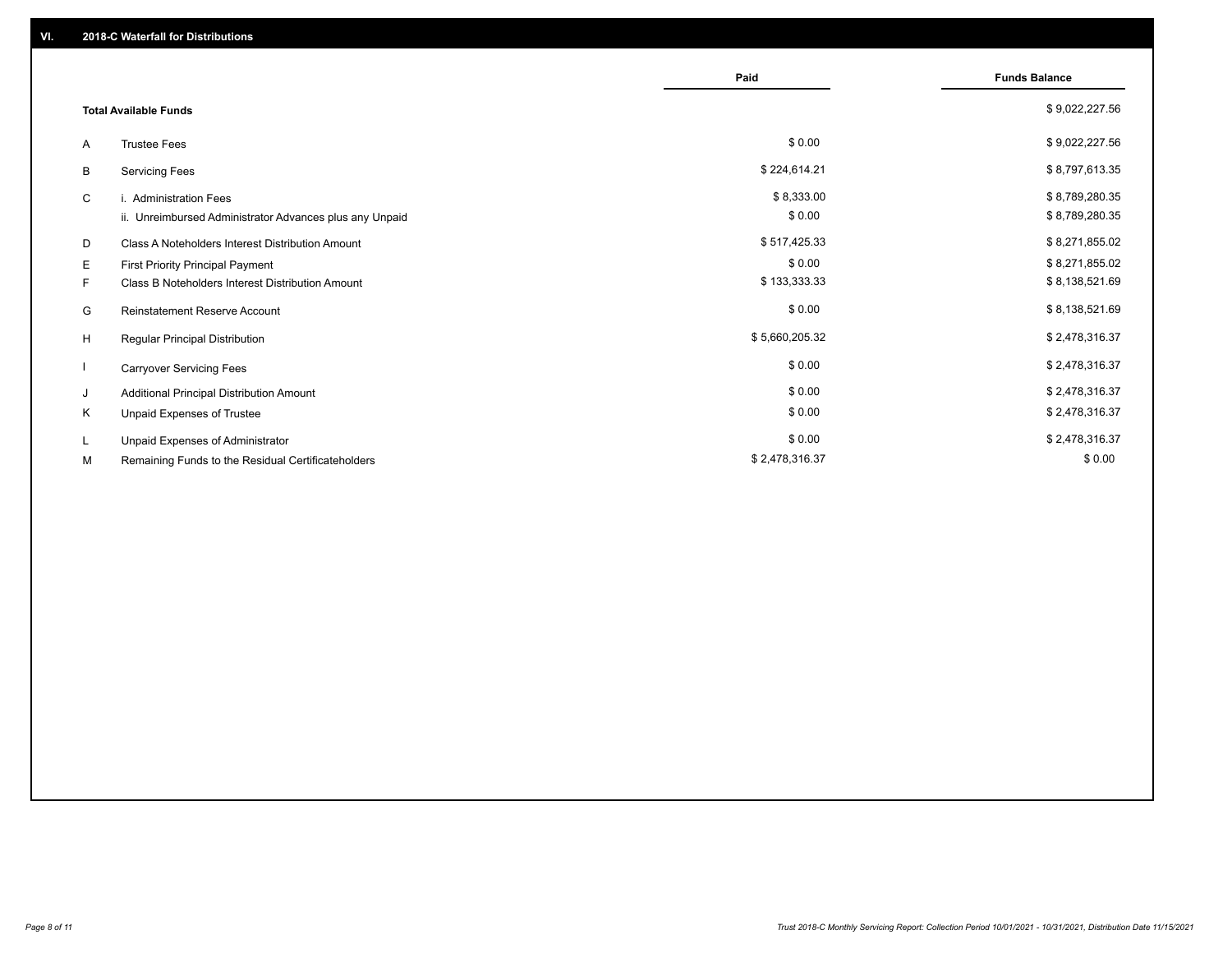## VI. 2018-C Waterfall for Distributions

| | | Paid | Funds Balance |
|---|---|---|---|
| | **Total Available Funds** | | $ 9,022,227.56 |
| A | Trustee Fees | $ 0.00 | $ 9,022,227.56 |
| B | Servicing Fees | $ 224,614.21 | $ 8,797,613.35 |
| C | i. Administration Fees | $ 8,333.00 | $ 8,789,280.35 |
| | ii. Unreimbursed Administrator Advances plus any Unpaid | $ 0.00 | $ 8,789,280.35 |
| D | Class A Noteholders Interest Distribution Amount | $ 517,425.33 | $ 8,271,855.02 |
| E | First Priority Principal Payment | $ 0.00 | $ 8,271,855.02 |
| F | Class B Noteholders Interest Distribution Amount | $ 133,333.33 | $ 8,138,521.69 |
| G | Reinstatement Reserve Account | $ 0.00 | $ 8,138,521.69 |
| H | Regular Principal Distribution | $ 5,660,205.32 | $ 2,478,316.37 |
| I | Carryover Servicing Fees | $ 0.00 | $ 2,478,316.37 |
| J | Additional Principal Distribution Amount | $ 0.00 | $ 2,478,316.37 |
| K | Unpaid Expenses of Trustee | $ 0.00 | $ 2,478,316.37 |
| L | Unpaid Expenses of Administrator | $ 0.00 | $ 2,478,316.37 |
| M | Remaining Funds to the Residual Certificateholders | $ 2,478,316.37 | $ 0.00 |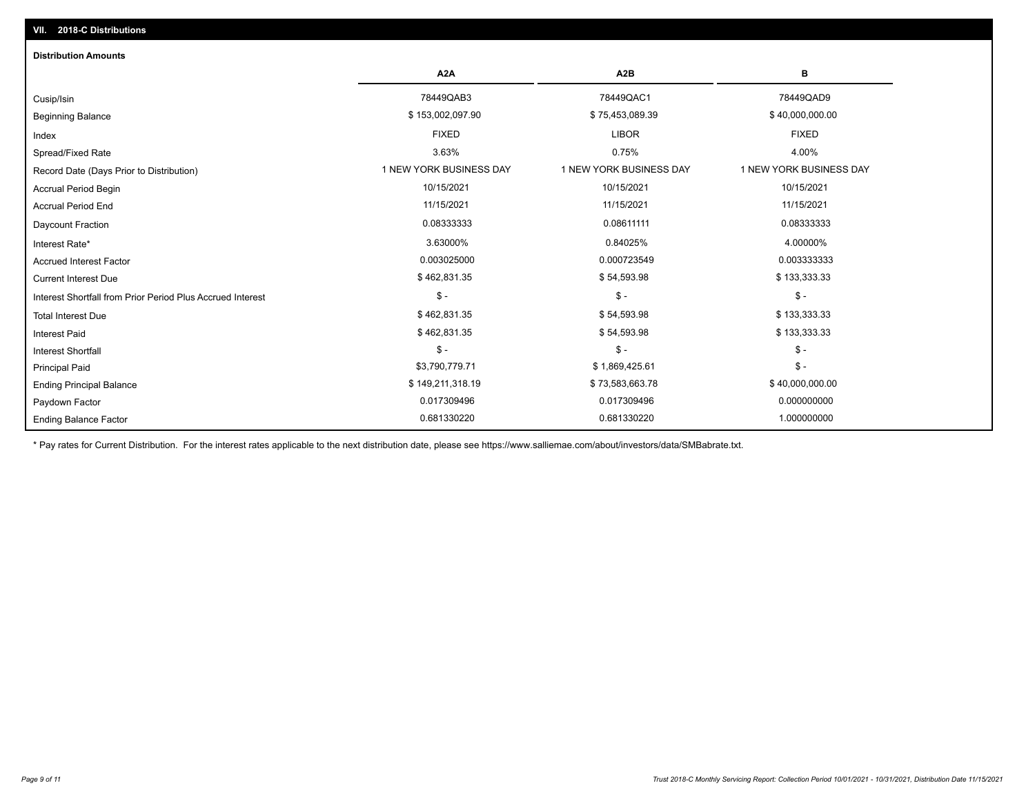## VII. 2018-C Distributions

### Distribution Amounts

| | A2A | A2B | B |
|---|---|---|---|
| Cusip/Isin | 78449QAB3 | 78449QAC1 | 78449QAD9 |
| Beginning Balance | $ 153,002,097.90 | $ 75,453,089.39 | $ 40,000,000.00 |
| Index | FIXED | LIBOR | FIXED |
| Spread/Fixed Rate | 3.63% | 0.75% | 4.00% |
| Record Date (Days Prior to Distribution) | 1 NEW YORK BUSINESS DAY | 1 NEW YORK BUSINESS DAY | 1 NEW YORK BUSINESS DAY |
| Accrual Period Begin | 10/15/2021 | 10/15/2021 | 10/15/2021 |
| Accrual Period End | 11/15/2021 | 11/15/2021 | 11/15/2021 |
| Daycount Fraction | 0.08333333 | 0.08611111 | 0.08333333 |
| Interest Rate* | 3.63000% | 0.84025% | 4.00000% |
| Accrued Interest Factor | 0.003025000 | 0.000723549 | 0.003333333 |
| Current Interest Due | $ 462,831.35 | $ 54,593.98 | $ 133,333.33 |
| Interest Shortfall from Prior Period Plus Accrued Interest | $ - | $ - | $ - |
| Total Interest Due | $ 462,831.35 | $ 54,593.98 | $ 133,333.33 |
| Interest Paid | $ 462,831.35 | $ 54,593.98 | $ 133,333.33 |
| Interest Shortfall | $ - | $ - | $ - |
| Principal Paid | $3,790,779.71 | $ 1,869,425.61 | $ - |
| Ending Principal Balance | $ 149,211,318.19 | $ 73,583,663.78 | $ 40,000,000.00 |
| Paydown Factor | 0.017309496 | 0.017309496 | 0.000000000 |
| Ending Balance Factor | 0.681330220 | 0.681330220 | 1.000000000 |

* Pay rates for Current Distribution. For the interest rates applicable to the next distribution date, please see https://www.salliemae.com/about/investors/data/SMBabrate.txt.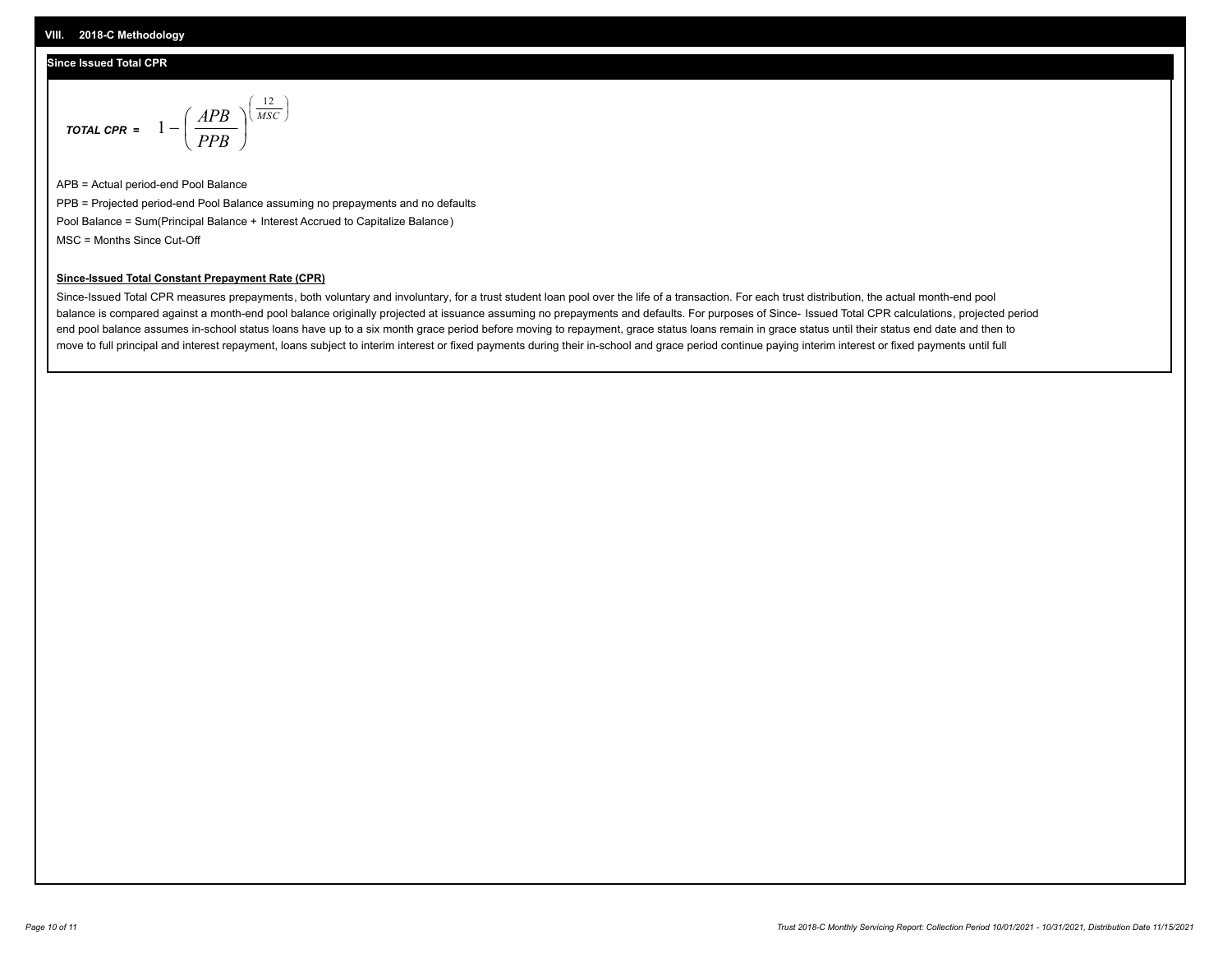## VIII. 2018-C Methodology

### Since Issued Total CPR

$$\textbf{TOTAL CPR} = 1 - \left( \frac{APB}{PPB} \right)^{\left( \frac{12}{MSC} \right)}$$

APB = Actual period-end Pool Balance

PPB = Projected period-end Pool Balance assuming no prepayments and no defaults

Pool Balance = Sum(Principal Balance + Interest Accrued to Capitalize Balance)

MSC = Months Since Cut-Off

**Since-Issued Total Constant Prepayment Rate (CPR)**

Since-Issued Total CPR measures prepayments, both voluntary and involuntary, for a trust student loan pool over the life of a transaction. For each trust distribution, the actual month-end pool balance is compared against a month-end pool balance originally projected at issuance assuming no prepayments and defaults. For purposes of Since- Issued Total CPR calculations, projected period end pool balance assumes in-school status loans have up to a six month grace period before moving to repayment, grace status loans remain in grace status until their status end date and then to move to full principal and interest repayment, loans subject to interim interest or fixed payments during their in-school and grace period continue paying interim interest or fixed payments until full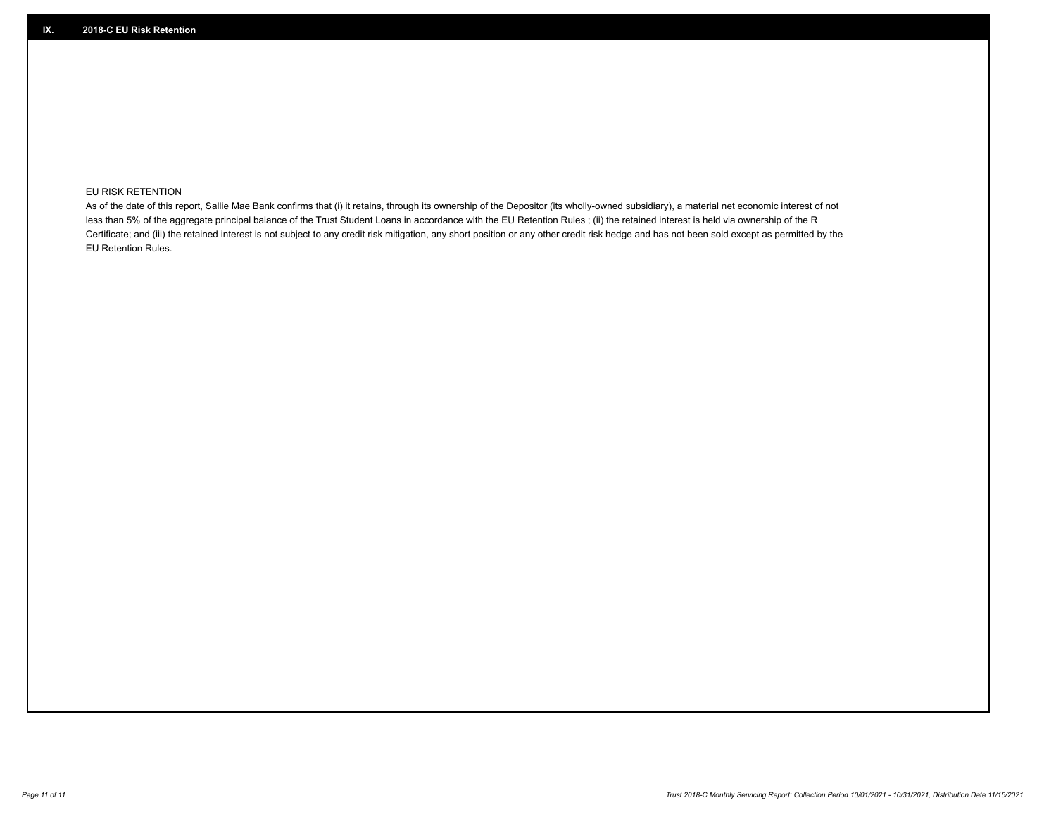## IX. 2018-C EU Risk Retention

<u>EU RISK RETENTION</u>

As of the date of this report, Sallie Mae Bank confirms that (i) it retains, through its ownership of the Depositor (its wholly-owned subsidiary), a material net economic interest of not less than 5% of the aggregate principal balance of the Trust Student Loans in accordance with the EU Retention Rules ; (ii) the retained interest is held via ownership of the R Certificate; and (iii) the retained interest is not subject to any credit risk mitigation, any short position or any other credit risk hedge and has not been sold except as permitted by the EU Retention Rules.